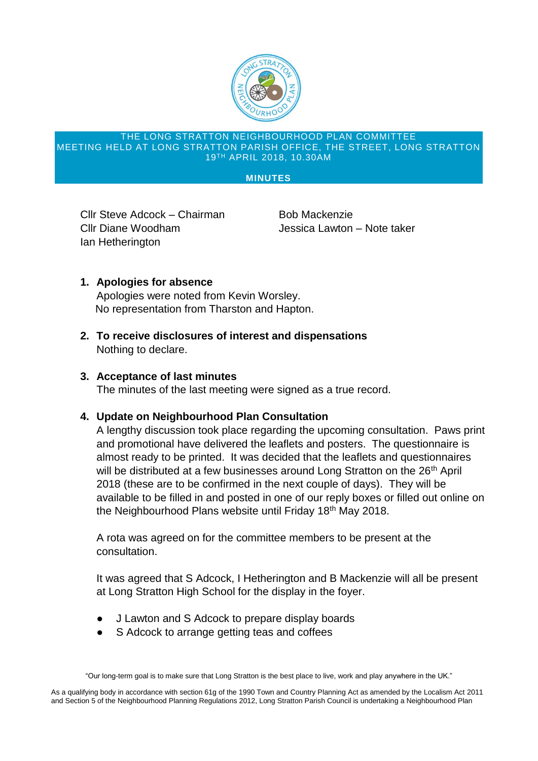# THE LONG STRATTON NEIGHBOURHOOD PLAN COMMITTEE
## MEETING HELD AT LONG STRATTON PARISH OFFICE, THE STREET, LONG STRATTON
## 19TH APRIL 2018, 10.30AM

**MINUTES**

Cllr Steve Adcock – Chairman
Cllr Diane Woodham
Ian Hetherington
Bob Mackenzie
Jessica Lawton – Note taker

1. **Apologies for absence**
   Apologies were noted from Kevin Worsley.
   No representation from Tharston and Hapton.

2. **To receive disclosures of interest and dispensations**
   Nothing to declare.

3. **Acceptance of last minutes**
   The minutes of the last meeting were signed as a true record.

4. **Update on Neighbourhood Plan Consultation**
   A lengthy discussion took place regarding the upcoming consultation. Paws print and promotional have delivered the leaflets and posters. The questionnaire is almost ready to be printed. It was decided that the leaflets and questionnaires will be distributed at a few businesses around Long Stratton on the 26th April 2018 (these are to be confirmed in the next couple of days). They will be available to be filled in and posted in one of our reply boxes or filled out online on the Neighbourhood Plans website until Friday 18th May 2018.

   A rota was agreed on for the committee members to be present at the consultation.

   It was agreed that S Adcock, I Hetherington and B Mackenzie will all be present at Long Stratton High School for the display in the foyer.

   - J Lawton and S Adcock to prepare display boards
   - S Adcock to arrange getting teas and coffees

"Our long-term goal is to make sure that Long Stratton is the best place to live, work and play anywhere in the UK."

As a qualifying body in accordance with section 61g of the 1990 Town and Country Planning Act as amended by the Localism Act 2011 and Section 5 of the Neighbourhood Planning Regulations 2012, Long Stratton Parish Council is undertaking a Neighbourhood Plan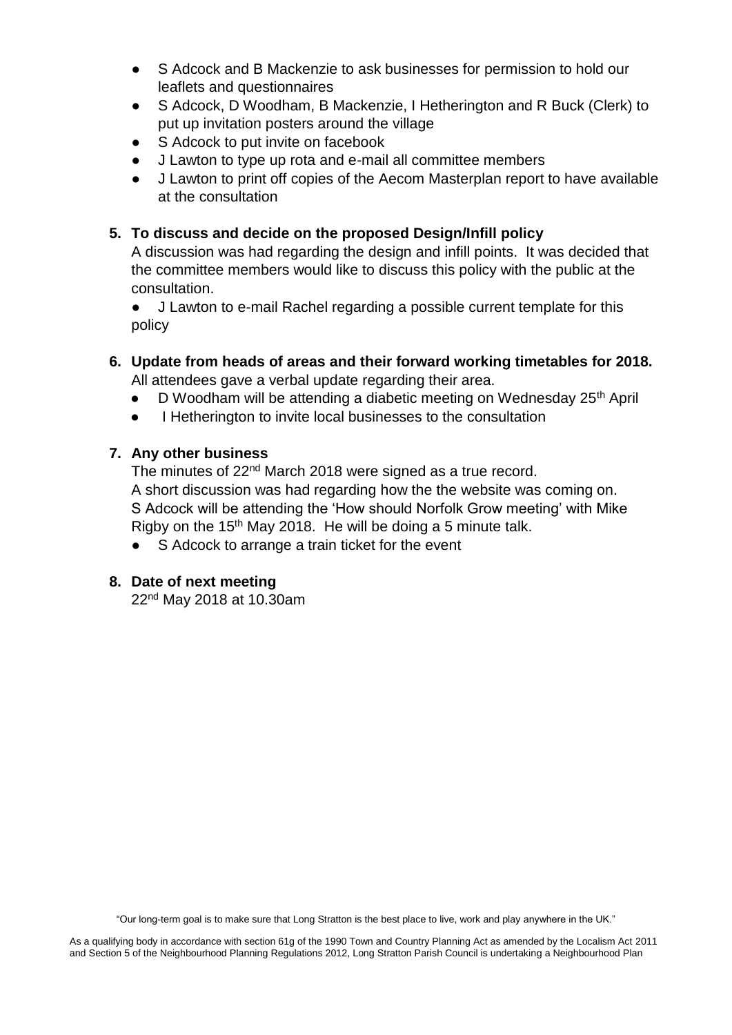- S Adcock and B Mackenzie to ask businesses for permission to hold our leaflets and questionnaires
- S Adcock, D Woodham, B Mackenzie, I Hetherington and R Buck (Clerk) to put up invitation posters around the village
- S Adcock to put invite on facebook
- J Lawton to type up rota and e-mail all committee members
- J Lawton to print off copies of the Aecom Masterplan report to have available at the consultation

**5. To discuss and decide on the proposed Design/Infill policy**

A discussion was had regarding the design and infill points. It was decided that the committee members would like to discuss this policy with the public at the consultation.

- J Lawton to e-mail Rachel regarding a possible current template for this policy

**6. Update from heads of areas and their forward working timetables for 2018.**

All attendees gave a verbal update regarding their area.

- D Woodham will be attending a diabetic meeting on Wednesday 25th April
- I Hetherington to invite local businesses to the consultation

**7. Any other business**

The minutes of 22nd March 2018 were signed as a true record.
A short discussion was had regarding how the the website was coming on.
S Adcock will be attending the 'How should Norfolk Grow meeting' with Mike Rigby on the 15th May 2018. He will be doing a 5 minute talk.

- S Adcock to arrange a train ticket for the event

**8. Date of next meeting**

22nd May 2018 at 10.30am

"Our long-term goal is to make sure that Long Stratton is the best place to live, work and play anywhere in the UK."

As a qualifying body in accordance with section 61g of the 1990 Town and Country Planning Act as amended by the Localism Act 2011 and Section 5 of the Neighbourhood Planning Regulations 2012, Long Stratton Parish Council is undertaking a Neighbourhood Plan